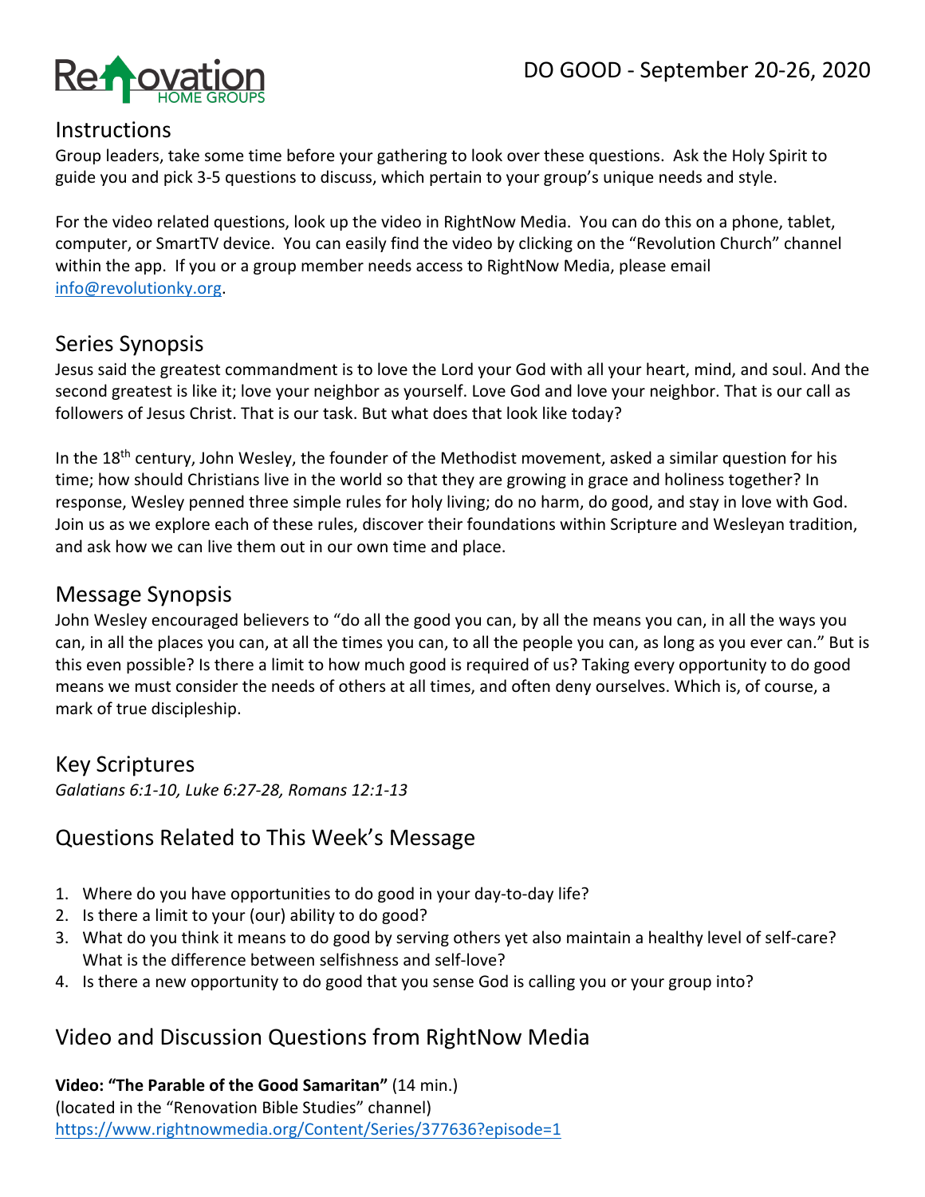Renovation HOME GROUPS

DO GOOD - September 20-26, 2020

## Instructions

Group leaders, take some time before your gathering to look over these questions. Ask the Holy Spirit to guide you and pick 3-5 questions to discuss, which pertain to your group's unique needs and style.

For the video related questions, look up the video in RightNow Media. You can do this on a phone, tablet, computer, or SmartTV device. You can easily find the video by clicking on the "Revolution Church" channel within the app. If you or a group member needs access to RightNow Media, please email info@revolutionky.org.

## Series Synopsis

Jesus said the greatest commandment is to love the Lord your God with all your heart, mind, and soul. And the second greatest is like it; love your neighbor as yourself. Love God and love your neighbor. That is our call as followers of Jesus Christ. That is our task. But what does that look like today?

In the 18th century, John Wesley, the founder of the Methodist movement, asked a similar question for his time; how should Christians live in the world so that they are growing in grace and holiness together? In response, Wesley penned three simple rules for holy living; do no harm, do good, and stay in love with God. Join us as we explore each of these rules, discover their foundations within Scripture and Wesleyan tradition, and ask how we can live them out in our own time and place.

## Message Synopsis

John Wesley encouraged believers to "do all the good you can, by all the means you can, in all the ways you can, in all the places you can, at all the times you can, to all the people you can, as long as you ever can." But is this even possible? Is there a limit to how much good is required of us? Taking every opportunity to do good means we must consider the needs of others at all times, and often deny ourselves. Which is, of course, a mark of true discipleship.

## Key Scriptures

*Galatians 6:1-10, Luke 6:27-28, Romans 12:1-13*

## Questions Related to This Week's Message

1. Where do you have opportunities to do good in your day-to-day life?
2. Is there a limit to your (our) ability to do good?
3. What do you think it means to do good by serving others yet also maintain a healthy level of self-care? What is the difference between selfishness and self-love?
4. Is there a new opportunity to do good that you sense God is calling you or your group into?

## Video and Discussion Questions from RightNow Media

**Video: "The Parable of the Good Samaritan"** (14 min.)
(located in the "Renovation Bible Studies" channel)
https://www.rightnowmedia.org/Content/Series/377636?episode=1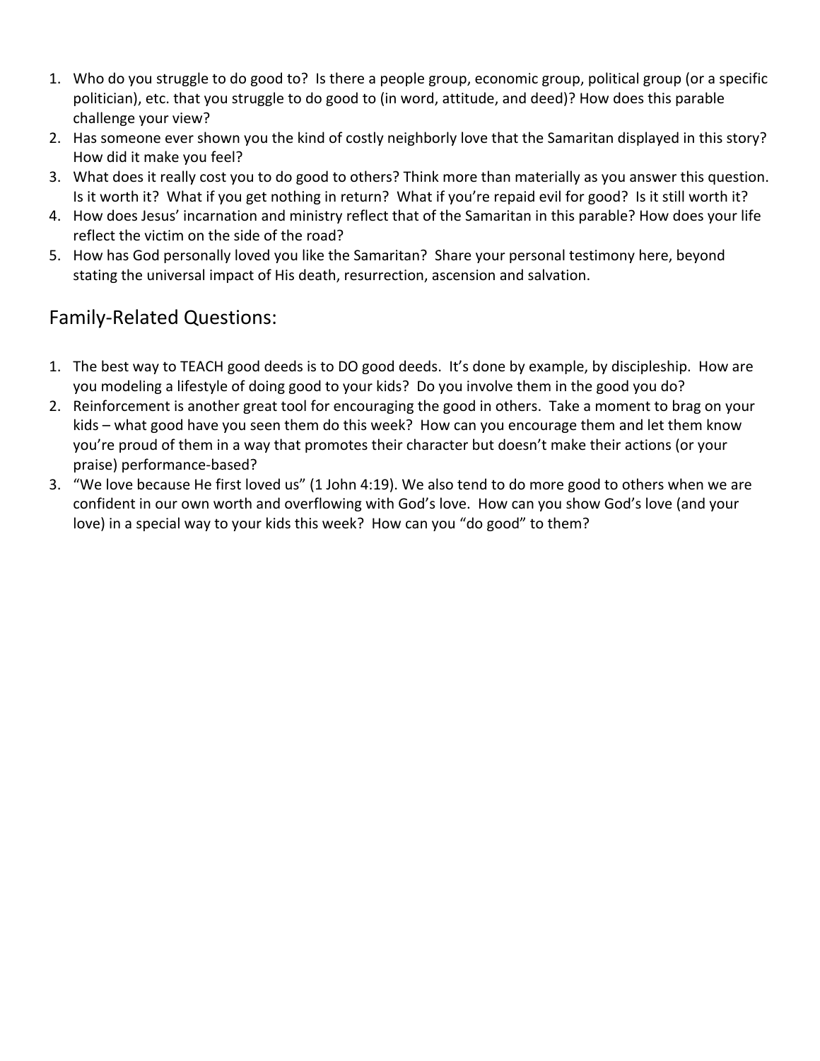1. Who do you struggle to do good to? Is there a people group, economic group, political group (or a specific politician), etc. that you struggle to do good to (in word, attitude, and deed)? How does this parable challenge your view?
2. Has someone ever shown you the kind of costly neighborly love that the Samaritan displayed in this story? How did it make you feel?
3. What does it really cost you to do good to others? Think more than materially as you answer this question. Is it worth it? What if you get nothing in return? What if you're repaid evil for good? Is it still worth it?
4. How does Jesus' incarnation and ministry reflect that of the Samaritan in this parable? How does your life reflect the victim on the side of the road?
5. How has God personally loved you like the Samaritan? Share your personal testimony here, beyond stating the universal impact of His death, resurrection, ascension and salvation.

## Family-Related Questions:

1. The best way to TEACH good deeds is to DO good deeds. It's done by example, by discipleship. How are you modeling a lifestyle of doing good to your kids? Do you involve them in the good you do?
2. Reinforcement is another great tool for encouraging the good in others. Take a moment to brag on your kids – what good have you seen them do this week? How can you encourage them and let them know you're proud of them in a way that promotes their character but doesn't make their actions (or your praise) performance-based?
3. "We love because He first loved us" (1 John 4:19). We also tend to do more good to others when we are confident in our own worth and overflowing with God's love. How can you show God's love (and your love) in a special way to your kids this week? How can you "do good" to them?